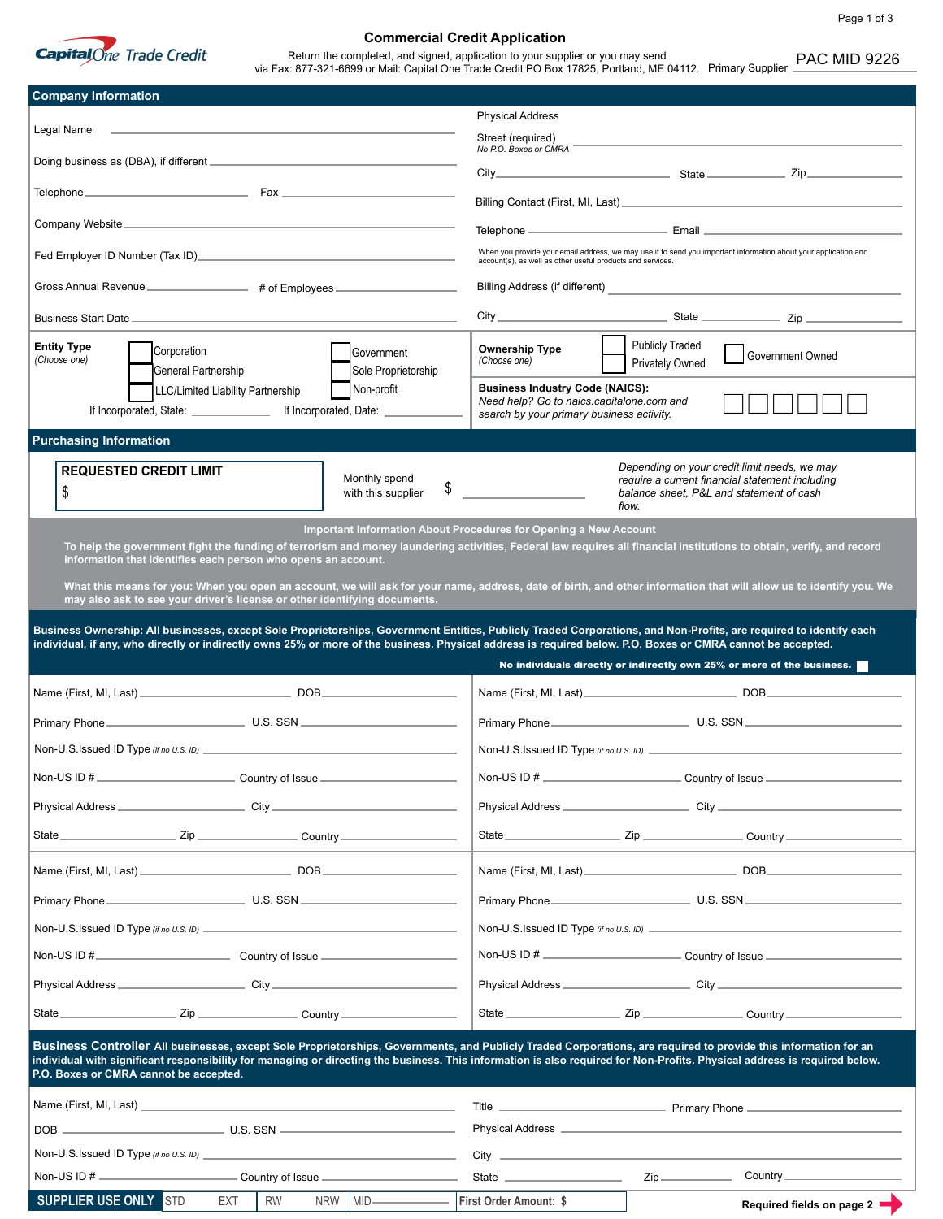Capital One Trade Credit

# Commercial Credit Application

Return the completed, and signed, application to your supplier or you may send via Fax: 877-321-6699 or Mail: Capital One Trade Credit PO Box 17825, Portland, ME 04112. Primary Supplier PAC MID 9226

## Company Information

Legal Name ______________________

Doing business as (DBA), if different ______________________

Telephone ______________ Fax ______________

Company Website ______________________

Fed Employer ID Number (Tax ID) ______________________

Gross Annual Revenue ______________ # of Employees ______________

Business Start Date ______________________

Physical Address

Street (required) *No P.O. Boxes or CMRA* ______________________

City ______________ State ______________ Zip ______________

Billing Contact (First, MI, Last) ______________________

Telephone ______________ Email ______________

When you provide your email address, we may use it to send you important information about your application and account(s), as well as other useful products and services.

Billing Address (if different) ______________________

City ______________ State ______________ Zip ______________

**Entity Type** *(Choose one)*

- ☐ Corporation
- ☐ General Partnership
- ☐ LLC/Limited Liability Partnership
- ☐ Government
- ☐ Sole Proprietorship
- ☐ Non-profit

If Incorporated, State: ______________ If Incorporated, Date: ______________

**Ownership Type** *(Choose one)*

- ☐ Publicly Traded
- ☐ Privately Owned
- ☐ Government Owned

**Business Industry Code (NAICS):** *Need help? Go to naics.capitalone.com and search by your primary business activity.* ☐☐☐☐☐☐

## Purchasing Information

**REQUESTED CREDIT LIMIT**
$

Monthly spend with this supplier $ ______________

*Depending on your credit limit needs, we may require a current financial statement including balance sheet, P&L and statement of cash flow.*

**Important Information About Procedures for Opening a New Account**

**To help the government fight the funding of terrorism and money laundering activities, Federal law requires all financial institutions to obtain, verify, and record information that identifies each person who opens an account.**

**What this means for you: When you open an account, we will ask for your name, address, date of birth, and other information that will allow us to identify you. We may also ask to see your driver's license or other identifying documents.**

**Business Ownership: All businesses, except Sole Proprietorships, Government Entities, Publicly Traded Corporations, and Non-Profits, are required to identify each individual, if any, who directly or indirectly owns 25% or more of the business. Physical address is required below. P.O. Boxes or CMRA cannot be accepted.**

**No individuals directly or indirectly own 25% or more of the business.** ☐

Name (First, MI, Last) ______________ DOB ______________
Primary Phone ______________ U.S. SSN ______________
Non-U.S.Issued ID Type *(if no U.S. ID)* ______________
Non-US ID # ______________ Country of Issue ______________
Physical Address ______________ City ______________
State ______________ Zip ______________ Country ______________

Name (First, MI, Last) ______________ DOB ______________
Primary Phone ______________ U.S. SSN ______________
Non-U.S.Issued ID Type *(if no U.S. ID)* ______________
Non-US ID # ______________ Country of Issue ______________
Physical Address ______________ City ______________
State ______________ Zip ______________ Country ______________

Name (First, MI, Last) ______________ DOB ______________
Primary Phone ______________ U.S. SSN ______________
Non-U.S.Issued ID Type *(if no U.S. ID)* ______________
Non-US ID # ______________ Country of Issue ______________
Physical Address ______________ City ______________
State ______________ Zip ______________ Country ______________

Name (First, MI, Last) ______________ DOB ______________
Primary Phone ______________ U.S. SSN ______________
Non-U.S.Issued ID Type *(if no U.S. ID)* ______________
Non-US ID # ______________ Country of Issue ______________
Physical Address ______________ City ______________
State ______________ Zip ______________ Country ______________

**Business Controller All businesses, except Sole Proprietorships, Governments, and Publicly Traded Corporations, are required to provide this information for an individual with significant responsibility for managing or directing the business. This information is also required for Non-Profits. Physical address is required below. P.O. Boxes or CMRA cannot be accepted.**

Name (First, MI, Last) ______________
DOB ______________ U.S. SSN ______________
Non-U.S.Issued ID Type *(if no U.S. ID)* ______________
Non-US ID # ______________ Country of Issue ______________

Title ______________ Primary Phone ______________
Physical Address ______________
City ______________
State ______________ Zip ______________ Country ______________

| SUPPLIER USE ONLY | STD | EXT | RW | NRW | MID | First Order Amount: $ |
|---|---|---|---|---|---|---|

**Required fields on page 2**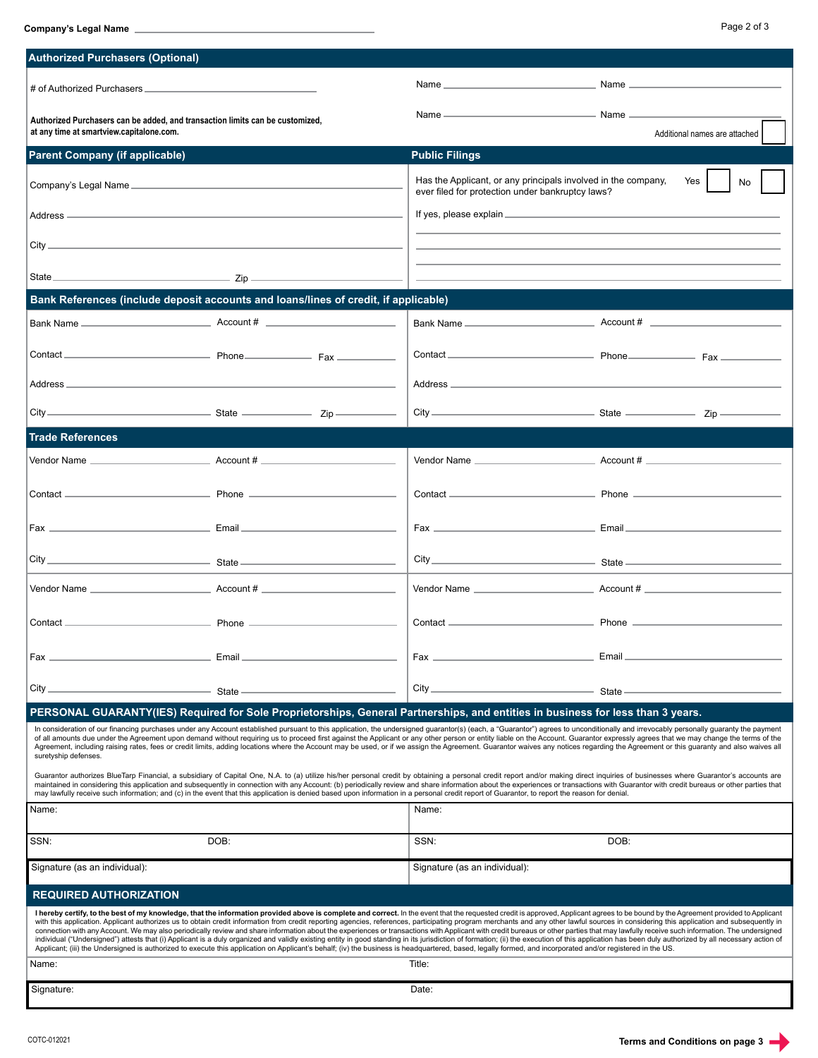**Company's Legal Name** ______________________________

## Authorized Purchasers (Optional)

\# of Authorized Purchasers ______________________

**Authorized Purchasers can be added, and transaction limits can be customized, at any time at smartview.capitalone.com.**

Name ______________________ Name ______________________

Name ______________________ Name ______________________

Additional names are attached ☐

## Parent Company (if applicable)

Company's Legal Name ______________________

Address ______________________

City ______________________

State ______________ Zip ______________

## Public Filings

Has the Applicant, or any principals involved in the company, ever filed for protection under bankruptcy laws? Yes ☐ No ☐

If yes, please explain ______________________

______________________

______________________

______________________

## Bank References (include deposit accounts and loans/lines of credit, if applicable)

| | |
|---|---|
| Bank Name ______ Account # ______ | Bank Name ______ Account # ______ |
| Contact ______ Phone ______ Fax ______ | Contact ______ Phone ______ Fax ______ |
| Address ______ | Address ______ |
| City ______ State ______ Zip ______ | City ______ State ______ Zip ______ |

## Trade References

| | |
|---|---|
| Vendor Name ______ Account # ______ | Vendor Name ______ Account # ______ |
| Contact ______ Phone ______ | Contact ______ Phone ______ |
| Fax ______ Email ______ | Fax ______ Email ______ |
| City ______ State ______ | City ______ State ______ |
| Vendor Name ______ Account # ______ | Vendor Name ______ Account # ______ |
| Contact ______ Phone ______ | Contact ______ Phone ______ |
| Fax ______ Email ______ | Fax ______ Email ______ |
| City ______ State ______ | City ______ State ______ |

## PERSONAL GUARANTY(IES) Required for Sole Proprietorships, General Partnerships, and entities in business for less than 3 years.

In consideration of our financing purchases under any Account established pursuant to this application, the undersigned guarantor(s) (each, a "Guarantor") agrees to unconditionally and irrevocably personally guaranty the payment of all amounts due under the Agreement upon demand without requiring us to proceed first against the Applicant or any other person or entity liable on the Account. Guarantor expressly agrees that we may change the terms of the Agreement, including raising rates, fees or credit limits, adding locations where the Account may be used, or if we assign the Agreement. Guarantor waives any notices regarding the Agreement or this guaranty and also waives all suretyship defenses.

Guarantor authorizes BlueTarp Financial, a subsidiary of Capital One, N.A. to (a) utilize his/her personal credit by obtaining a personal credit report and/or making direct inquiries of businesses where Guarantor's accounts are maintained in considering this application and subsequently in connection with any Account: (b) periodically review and share information about the experiences or transactions with Guarantor with credit bureaus or other parties that may lawfully receive such information; and (c) in the event that this application is denied based upon information in a personal credit report of Guarantor, to report the reason for denial.

| | |
|---|---|
| Name: | Name: |
| SSN: DOB: | SSN: DOB: |
| Signature (as an individual): | Signature (as an individual): |

## REQUIRED AUTHORIZATION

**I hereby certify, to the best of my knowledge, that the information provided above is complete and correct.** In the event that the requested credit is approved, Applicant agrees to be bound by the Agreement provided to Applicant with this application. Applicant authorizes us to obtain credit information from credit reporting agencies, references, participating program merchants and any other lawful sources in considering this application and subsequently in connection with any Account. We may also periodically review and share information about the experiences or transactions with Applicant with credit bureaus or other parties that may lawfully receive such information. The undersigned individual ("Undersigned") attests that (i) Applicant is a duly organized and validly existing entity in good standing in its jurisdiction of formation; (ii) the execution of this application has been duly authorized by all necessary action of Applicant; (iii) the Undersigned is authorized to execute this application on Applicant's behalf; (iv) the business is headquartered, based, legally formed, and incorporated and/or registered in the US.

| | |
|---|---|
| Name: | Title: |
| Signature: | Date: |

COTC-012021

**Terms and Conditions on page 3**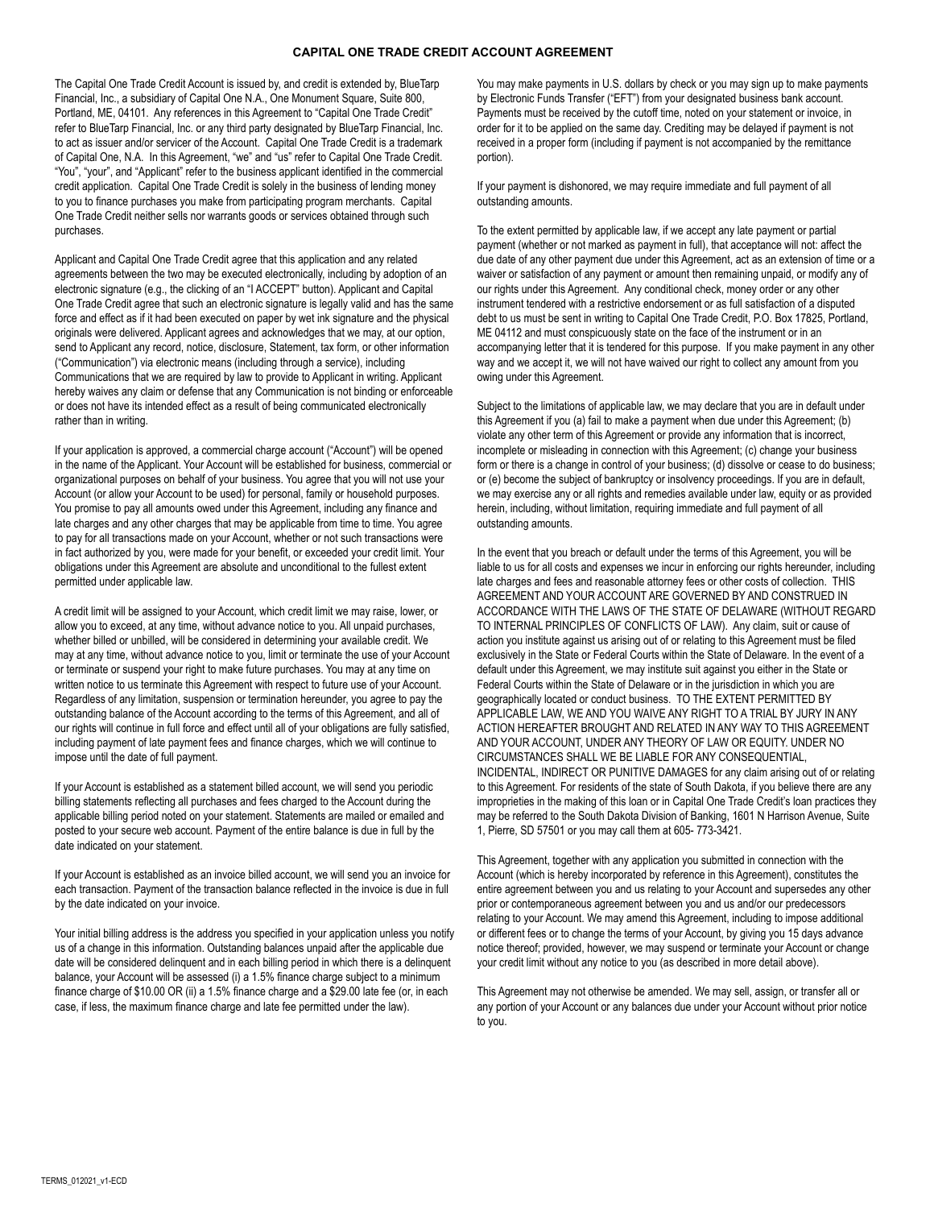# CAPITAL ONE TRADE CREDIT ACCOUNT AGREEMENT

The Capital One Trade Credit Account is issued by, and credit is extended by, BlueTarp Financial, Inc., a subsidiary of Capital One N.A., One Monument Square, Suite 800, Portland, ME, 04101. Any references in this Agreement to "Capital One Trade Credit" refer to BlueTarp Financial, Inc. or any third party designated by BlueTarp Financial, Inc. to act as issuer and/or servicer of the Account. Capital One Trade Credit is a trademark of Capital One, N.A. In this Agreement, "we" and "us" refer to Capital One Trade Credit. "You", "your", and "Applicant" refer to the business applicant identified in the commercial credit application. Capital One Trade Credit is solely in the business of lending money to you to finance purchases you make from participating program merchants. Capital One Trade Credit neither sells nor warrants goods or services obtained through such purchases.

Applicant and Capital One Trade Credit agree that this application and any related agreements between the two may be executed electronically, including by adoption of an electronic signature (e.g., the clicking of an "I ACCEPT" button). Applicant and Capital One Trade Credit agree that such an electronic signature is legally valid and has the same force and effect as if it had been executed on paper by wet ink signature and the physical originals were delivered. Applicant agrees and acknowledges that we may, at our option, send to Applicant any record, notice, disclosure, Statement, tax form, or other information ("Communication") via electronic means (including through a service), including Communications that we are required by law to provide to Applicant in writing. Applicant hereby waives any claim or defense that any Communication is not binding or enforceable or does not have its intended effect as a result of being communicated electronically rather than in writing.

If your application is approved, a commercial charge account ("Account") will be opened in the name of the Applicant. Your Account will be established for business, commercial or organizational purposes on behalf of your business. You agree that you will not use your Account (or allow your Account to be used) for personal, family or household purposes. You promise to pay all amounts owed under this Agreement, including any finance and late charges and any other charges that may be applicable from time to time. You agree to pay for all transactions made on your Account, whether or not such transactions were in fact authorized by you, were made for your benefit, or exceeded your credit limit. Your obligations under this Agreement are absolute and unconditional to the fullest extent permitted under applicable law.

A credit limit will be assigned to your Account, which credit limit we may raise, lower, or allow you to exceed, at any time, without advance notice to you. All unpaid purchases, whether billed or unbilled, will be considered in determining your available credit. We may at any time, without advance notice to you, limit or terminate the use of your Account or terminate or suspend your right to make future purchases. You may at any time on written notice to us terminate this Agreement with respect to future use of your Account. Regardless of any limitation, suspension or termination hereunder, you agree to pay the outstanding balance of the Account according to the terms of this Agreement, and all of our rights will continue in full force and effect until all of your obligations are fully satisfied, including payment of late payment fees and finance charges, which we will continue to impose until the date of full payment.

If your Account is established as a statement billed account, we will send you periodic billing statements reflecting all purchases and fees charged to the Account during the applicable billing period noted on your statement. Statements are mailed or emailed and posted to your secure web account. Payment of the entire balance is due in full by the date indicated on your statement.

If your Account is established as an invoice billed account, we will send you an invoice for each transaction. Payment of the transaction balance reflected in the invoice is due in full by the date indicated on your invoice.

Your initial billing address is the address you specified in your application unless you notify us of a change in this information. Outstanding balances unpaid after the applicable due date will be considered delinquent and in each billing period in which there is a delinquent balance, your Account will be assessed (i) a 1.5% finance charge subject to a minimum finance charge of $10.00 OR (ii) a 1.5% finance charge and a $29.00 late fee (or, in each case, if less, the maximum finance charge and late fee permitted under the law).

You may make payments in U.S. dollars by check or you may sign up to make payments by Electronic Funds Transfer ("EFT") from your designated business bank account. Payments must be received by the cutoff time, noted on your statement or invoice, in order for it to be applied on the same day. Crediting may be delayed if payment is not received in a proper form (including if payment is not accompanied by the remittance portion).

If your payment is dishonored, we may require immediate and full payment of all outstanding amounts.

To the extent permitted by applicable law, if we accept any late payment or partial payment (whether or not marked as payment in full), that acceptance will not: affect the due date of any other payment due under this Agreement, act as an extension of time or a waiver or satisfaction of any payment or amount then remaining unpaid, or modify any of our rights under this Agreement. Any conditional check, money order or any other instrument tendered with a restrictive endorsement or as full satisfaction of a disputed debt to us must be sent in writing to Capital One Trade Credit, P.O. Box 17825, Portland, ME 04112 and must conspicuously state on the face of the instrument or in an accompanying letter that it is tendered for this purpose. If you make payment in any other way and we accept it, we will not have waived our right to collect any amount from you owing under this Agreement.

Subject to the limitations of applicable law, we may declare that you are in default under this Agreement if you (a) fail to make a payment when due under this Agreement; (b) violate any other term of this Agreement or provide any information that is incorrect, incomplete or misleading in connection with this Agreement; (c) change your business form or there is a change in control of your business; (d) dissolve or cease to do business; or (e) become the subject of bankruptcy or insolvency proceedings. If you are in default, we may exercise any or all rights and remedies available under law, equity or as provided herein, including, without limitation, requiring immediate and full payment of all outstanding amounts.

In the event that you breach or default under the terms of this Agreement, you will be liable to us for all costs and expenses we incur in enforcing our rights hereunder, including late charges and fees and reasonable attorney fees or other costs of collection. THIS AGREEMENT AND YOUR ACCOUNT ARE GOVERNED BY AND CONSTRUED IN ACCORDANCE WITH THE LAWS OF THE STATE OF DELAWARE (WITHOUT REGARD TO INTERNAL PRINCIPLES OF CONFLICTS OF LAW). Any claim, suit or cause of action you institute against us arising out of or relating to this Agreement must be filed exclusively in the State or Federal Courts within the State of Delaware. In the event of a default under this Agreement, we may institute suit against you either in the State or Federal Courts within the State of Delaware or in the jurisdiction in which you are geographically located or conduct business. TO THE EXTENT PERMITTED BY APPLICABLE LAW, WE AND YOU WAIVE ANY RIGHT TO A TRIAL BY JURY IN ANY ACTION HEREAFTER BROUGHT AND RELATED IN ANY WAY TO THIS AGREEMENT AND YOUR ACCOUNT, UNDER ANY THEORY OF LAW OR EQUITY. UNDER NO CIRCUMSTANCES SHALL WE BE LIABLE FOR ANY CONSEQUENTIAL, INCIDENTAL, INDIRECT OR PUNITIVE DAMAGES for any claim arising out of or relating to this Agreement. For residents of the state of South Dakota, if you believe there are any improprieties in the making of this loan or in Capital One Trade Credit's loan practices they may be referred to the South Dakota Division of Banking, 1601 N Harrison Avenue, Suite 1, Pierre, SD 57501 or you may call them at 605- 773-3421.

This Agreement, together with any application you submitted in connection with the Account (which is hereby incorporated by reference in this Agreement), constitutes the entire agreement between you and us relating to your Account and supersedes any other prior or contemporaneous agreement between you and us and/or our predecessors relating to your Account. We may amend this Agreement, including to impose additional or different fees or to change the terms of your Account, by giving you 15 days advance notice thereof; provided, however, we may suspend or terminate your Account or change your credit limit without any notice to you (as described in more detail above).

This Agreement may not otherwise be amended. We may sell, assign, or transfer all or any portion of your Account or any balances due under your Account without prior notice to you.

TERMS_012021_v1-ECD